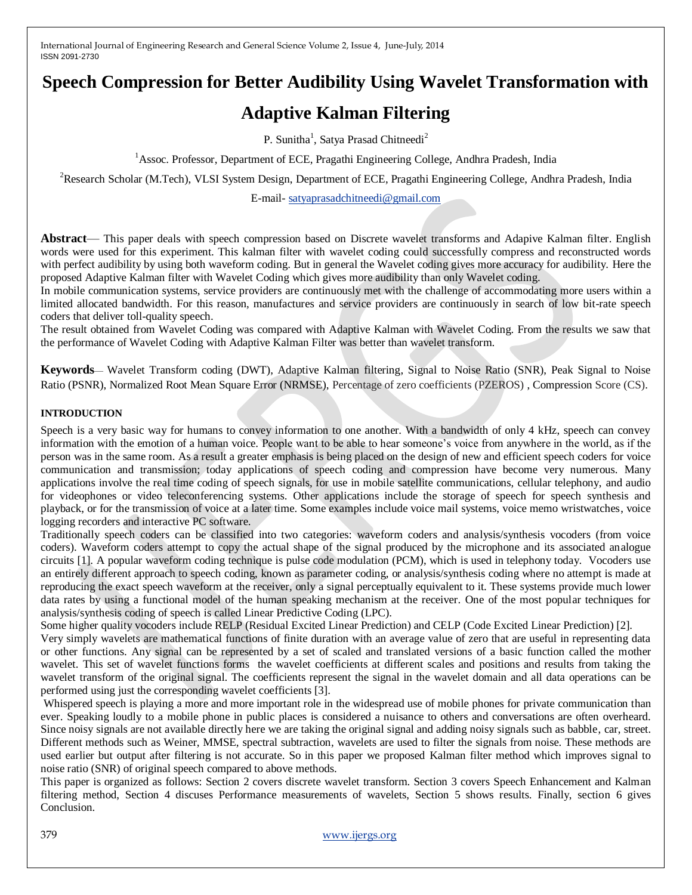# Speech Compression for Better Audibility Using Wavelet Transformation with Adaptive Kalman Filtering

P. Sunitha[1], Satya Prasad Chitneedi[2]

[1]Assoc. Professor, Department of ECE, Pragathi Engineering College, Andhra Pradesh, India

[2]Research Scholar (M.Tech), VLSI System Design, Department of ECE, Pragathi Engineering College, Andhra Pradesh, India

E-mail- satyaprasadchitneedi@gmail.com

**Abstract**— This paper deals with speech compression based on Discrete wavelet transforms and Adapive Kalman filter. English words were used for this experiment. This kalman filter with wavelet coding could successfully compress and reconstructed words with perfect audibility by using both waveform coding. But in general the Wavelet coding gives more accuracy for audibility. Here the proposed Adaptive Kalman filter with Wavelet Coding which gives more audibility than only Wavelet coding.

In mobile communication systems, service providers are continuously met with the challenge of accommodating more users within a limited allocated bandwidth. For this reason, manufactures and service providers are continuously in search of low bit-rate speech coders that deliver toll-quality speech.

The result obtained from Wavelet Coding was compared with Adaptive Kalman with Wavelet Coding. From the results we saw that the performance of Wavelet Coding with Adaptive Kalman Filter was better than wavelet transform.

**Keywords**— Wavelet Transform coding (DWT), Adaptive Kalman filtering, Signal to Noise Ratio (SNR), Peak Signal to Noise Ratio (PSNR), Normalized Root Mean Square Error (NRMSE), Percentage of zero coefficients (PZEROS) , Compression Score (CS).

## INTRODUCTION

Speech is a very basic way for humans to convey information to one another. With a bandwidth of only 4 kHz, speech can convey information with the emotion of a human voice. People want to be able to hear someone's voice from anywhere in the world, as if the person was in the same room. As a result a greater emphasis is being placed on the design of new and efficient speech coders for voice communication and transmission; today applications of speech coding and compression have become very numerous. Many applications involve the real time coding of speech signals, for use in mobile satellite communications, cellular telephony, and audio for videophones or video teleconferencing systems. Other applications include the storage of speech for speech synthesis and playback, or for the transmission of voice at a later time. Some examples include voice mail systems, voice memo wristwatches, voice logging recorders and interactive PC software.

Traditionally speech coders can be classified into two categories: waveform coders and analysis/synthesis vocoders (from voice coders). Waveform coders attempt to copy the actual shape of the signal produced by the microphone and its associated analogue circuits [1]. A popular waveform coding technique is pulse code modulation (PCM), which is used in telephony today. Vocoders use an entirely different approach to speech coding, known as parameter coding, or analysis/synthesis coding where no attempt is made at reproducing the exact speech waveform at the receiver, only a signal perceptually equivalent to it. These systems provide much lower data rates by using a functional model of the human speaking mechanism at the receiver. One of the most popular techniques for analysis/synthesis coding of speech is called Linear Predictive Coding (LPC).

Some higher quality vocoders include RELP (Residual Excited Linear Prediction) and CELP (Code Excited Linear Prediction) [2].

Very simply wavelets are mathematical functions of finite duration with an average value of zero that are useful in representing data or other functions. Any signal can be represented by a set of scaled and translated versions of a basic function called the mother wavelet. This set of wavelet functions forms the wavelet coefficients at different scales and positions and results from taking the wavelet transform of the original signal. The coefficients represent the signal in the wavelet domain and all data operations can be performed using just the corresponding wavelet coefficients [3].

Whispered speech is playing a more and more important role in the widespread use of mobile phones for private communication than ever. Speaking loudly to a mobile phone in public places is considered a nuisance to others and conversations are often overheard. Since noisy signals are not available directly here we are taking the original signal and adding noisy signals such as babble, car, street. Different methods such as Weiner, MMSE, spectral subtraction, wavelets are used to filter the signals from noise. These methods are used earlier but output after filtering is not accurate. So in this paper we proposed Kalman filter method which improves signal to noise ratio (SNR) of original speech compared to above methods.

This paper is organized as follows: Section 2 covers discrete wavelet transform. Section 3 covers Speech Enhancement and Kalman filtering method, Section 4 discuses Performance measurements of wavelets, Section 5 shows results. Finally, section 6 gives Conclusion.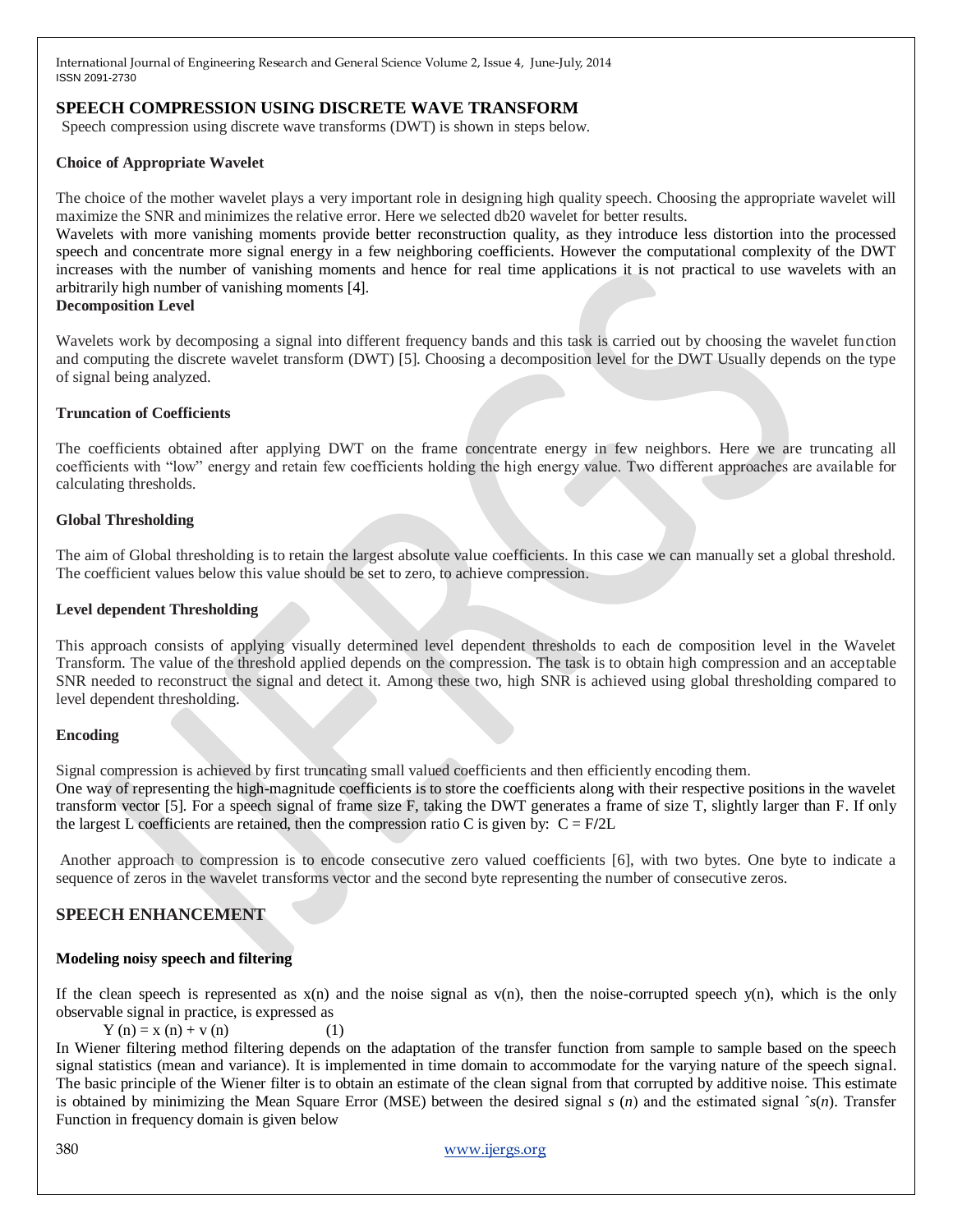## SPEECH COMPRESSION USING DISCRETE WAVE TRANSFORM

Speech compression using discrete wave transforms (DWT) is shown in steps below.

### Choice of Appropriate Wavelet

The choice of the mother wavelet plays a very important role in designing high quality speech. Choosing the appropriate wavelet will maximize the SNR and minimizes the relative error. Here we selected db20 wavelet for better results.

Wavelets with more vanishing moments provide better reconstruction quality, as they introduce less distortion into the processed speech and concentrate more signal energy in a few neighboring coefficients. However the computational complexity of the DWT increases with the number of vanishing moments and hence for real time applications it is not practical to use wavelets with an arbitrarily high number of vanishing moments [4].

### Decomposition Level

Wavelets work by decomposing a signal into different frequency bands and this task is carried out by choosing the wavelet function and computing the discrete wavelet transform (DWT) [5]. Choosing a decomposition level for the DWT Usually depends on the type of signal being analyzed.

### Truncation of Coefficients

The coefficients obtained after applying DWT on the frame concentrate energy in few neighbors. Here we are truncating all coefficients with "low" energy and retain few coefficients holding the high energy value. Two different approaches are available for calculating thresholds.

### Global Thresholding

The aim of Global thresholding is to retain the largest absolute value coefficients. In this case we can manually set a global threshold. The coefficient values below this value should be set to zero, to achieve compression.

### Level dependent Thresholding

This approach consists of applying visually determined level dependent thresholds to each de composition level in the Wavelet Transform. The value of the threshold applied depends on the compression. The task is to obtain high compression and an acceptable SNR needed to reconstruct the signal and detect it. Among these two, high SNR is achieved using global thresholding compared to level dependent thresholding.

### Encoding

Signal compression is achieved by first truncating small valued coefficients and then efficiently encoding them.

One way of representing the high-magnitude coefficients is to store the coefficients along with their respective positions in the wavelet transform vector [5]. For a speech signal of frame size F, taking the DWT generates a frame of size T, slightly larger than F. If only the largest L coefficients are retained, then the compression ratio C is given by: $C = F/2L$

Another approach to compression is to encode consecutive zero valued coefficients [6], with two bytes. One byte to indicate a sequence of zeros in the wavelet transforms vector and the second byte representing the number of consecutive zeros.

## SPEECH ENHANCEMENT

### Modeling noisy speech and filtering

If the clean speech is represented as $x(n)$ and the noise signal as $v(n)$, then the noise-corrupted speech $y(n)$, which is the only observable signal in practice, is expressed as

$$Y(n) = x(n) + v(n) \qquad (1)$$

In Wiener filtering method filtering depends on the adaptation of the transfer function from sample to sample based on the speech signal statics (mean and variance). It is implemented in time domain to accommodate for the varying nature of the speech signal. The basic principle of the Wiener filter is to obtain an estimate of the clean signal from that corrupted by additive noise. This estimate is obtained by minimizing the Mean Square Error (MSE) between the desired signal $s(n)$ and the estimated signal $\hat{s}(n)$. Transfer Function in frequency domain is given below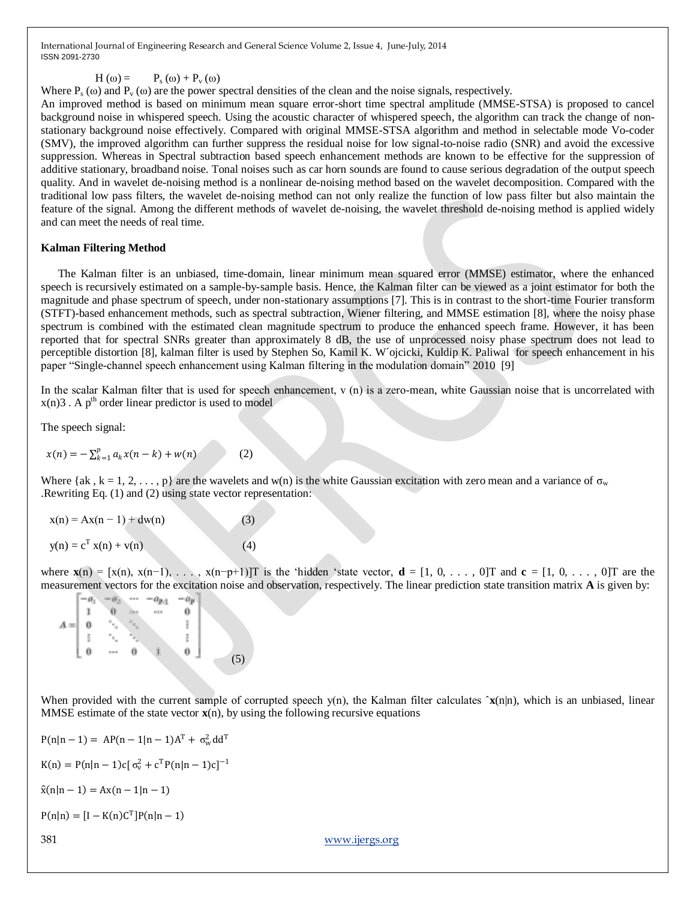$$H(\omega) = \quad P_s(\omega) + P_v(\omega)$$

Where $P_s(\omega)$ and $P_v(\omega)$ are the power spectral densities of the clean and the noise signals, respectively.

An improved method is based on minimum mean square error-short time spectral amplitude (MMSE-STSA) is proposed to cancel background noise in whispered speech. Using the acoustic character of whispered speech, the algorithm can track the change of non-stationary background noise effectively. Compared with original MMSE-STSA algorithm and method in selectable mode Vo-coder (SMV), the improved algorithm can further suppress the residual noise for low signal-to-noise radio (SNR) and avoid the excessive suppression. Whereas in Spectral subtraction based speech enhancement methods are known to be effective for the suppression of additive stationary, broadband noise. Tonal noises such as car horn sounds are found to cause serious degradation of the output speech quality. And in wavelet de-noising method is a nonlinear de-noising method based on the wavelet decomposition. Compared with the traditional low pass filters, the wavelet de-noising method can not only realize the function of low pass filter but also maintain the feature of the signal. Among the different methods of wavelet de-noising, the wavelet threshold de-noising method is applied widely and can meet the needs of real time.

**Kalman Filtering Method**

The Kalman filter is an unbiased, time-domain, linear minimum mean squared error (MMSE) estimator, where the enhanced speech is recursively estimated on a sample-by-sample basis. Hence, the Kalman filter can be viewed as a joint estimator for both the magnitude and phase spectrum of speech, under non-stationary assumptions [7]. This is in contrast to the short-time Fourier transform (STFT)-based enhancement methods, such as spectral subtraction, Wiener filtering, and MMSE estimation [8], where the noisy phase spectrum is combined with the estimated clean magnitude spectrum to produce the enhanced speech frame. However, it has been reported that for spectral SNRs greater than approximately 8 dB, the use of unprocessed noisy phase spectrum does not lead to perceptible distortion [8], kalman filter is used by Stephen So, Kamil K. W´ojcicki, Kuldip K. Paliwal for speech enhancement in his paper "Single-channel speech enhancement using Kalman filtering in the modulation domain" 2010 [9]

In the scalar Kalman filter that is used for speech enhancement, v (n) is a zero-mean, white Gaussian noise that is uncorrelated with x(n)3 . A $p^{th}$ order linear predictor is used to model

The speech signal:

$$x(n) = -\sum_{k=1}^{p} a_k x(n-k) + w(n) \qquad (2)$$

Where {ak , k = 1, 2, . . . , p} are the wavelets and w(n) is the white Gaussian excitation with zero mean and a variance of $\sigma_w$ .Rewriting Eq. (1) and (2) using state vector representation:

$$x(n) = Ax(n-1) + dw(n) \qquad (3)$$

$$y(n) = c^T x(n) + v(n) \qquad (4)$$

where $\mathbf{x}(n) = [x(n), x(n-1), \ldots, x(n-p+1)]T$ is the 'hidden 'state vector, $\mathbf{d} = [1, 0, \ldots, 0]T$ and $\mathbf{c} = [1, 0, \ldots, 0]T$ are the measurement vectors for the excitation noise and observation, respectively. The linear prediction state transition matrix **A** is given by:

$$A = \begin{bmatrix} -a_1 & -a_2 & \cdots & -a_{p-1} & -a_p \\ 1 & 0 & \cdots & \cdots & 0 \\ 0 & \ddots & \ddots & & \vdots \\ \vdots & \ddots & \ddots & & \vdots \\ 0 & \cdots & 0 & 1 & 0 \end{bmatrix} \qquad (5)$$

When provided with the current sample of corrupted speech y(n), the Kalman filter calculates $\hat{\mathbf{x}}(n|n)$, which is an unbiased, linear MMSE estimate of the state vector $\mathbf{x}(n)$, by using the following recursive equations

$$P(n|n-1) = AP(n-1|n-1)A^T + \sigma_w^2 dd^T$$

$$K(n) = P(n|n-1)c[\sigma_v^2 + c^T P(n|n-1)c]^{-1}$$

$$\hat{x}(n|n-1) = Ax(n-1|n-1)$$

$$P(n|n) = [I - K(n)C^T]P(n|n-1)$$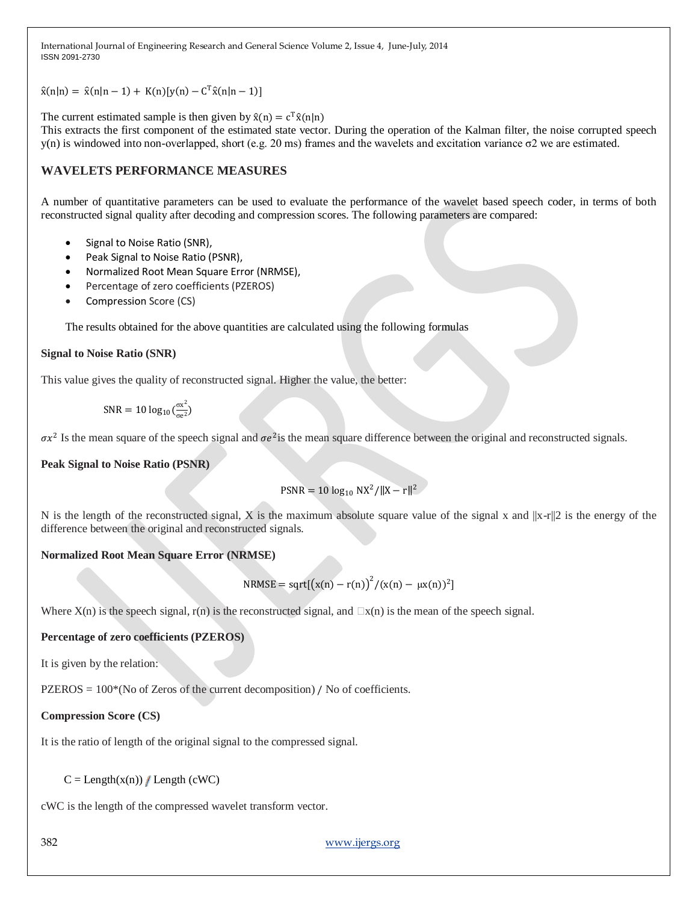$$\hat{x}(n|n) = \hat{x}(n|n-1) + K(n)[y(n) - C^T\hat{x}(n|n-1)]$$

The current estimated sample is then given by $\hat{x}(n) = c^T\hat{x}(n|n)$

This extracts the first component of the estimated state vector. During the operation of the Kalman filter, the noise corrupted speech y(n) is windowed into non-overlapped, short (e.g. 20 ms) frames and the wavelets and excitation variance σ2 we are estimated.

## WAVELETS PERFORMANCE MEASURES

A number of quantitative parameters can be used to evaluate the performance of the wavelet based speech coder, in terms of both reconstructed signal quality after decoding and compression scores. The following parameters are compared:

- Signal to Noise Ratio (SNR),
- Peak Signal to Noise Ratio (PSNR),
- Normalized Root Mean Square Error (NRMSE),
- Percentage of zero coefficients (PZEROS)
- Compression Score (CS)

The results obtained for the above quantities are calculated using the following formulas

**Signal to Noise Ratio (SNR)**

This value gives the quality of reconstructed signal. Higher the value, the better:

$$\mathrm{SNR} = 10\log_{10}\left(\frac{\sigma x^2}{\sigma e^2}\right)$$

$\sigma x^2$ Is the mean square of the speech signal and $\sigma e^2$ is the mean square difference between the original and reconstructed signals.

**Peak Signal to Noise Ratio (PSNR)**

$$\mathrm{PSNR} = 10\log_{10} \mathrm{N}X^2/\|X - r\|^2$$

N is the length of the reconstructed signal, X is the maximum absolute square value of the signal x and ||x-r||2 is the energy of the difference between the original and reconstructed signals.

**Normalized Root Mean Square Error (NRMSE)**

$$\mathrm{NRMSE} = \mathrm{sqrt}[(x(n) - r(n))^2/(x(n) - \mu x(n))^2]$$

Where X(n) is the speech signal, r(n) is the reconstructed signal, and □x(n) is the mean of the speech signal.

**Percentage of zero coefficients (PZEROS)**

It is given by the relation:

PZEROS = 100*(No of Zeros of the current decomposition) / No of coefficients.

**Compression Score (CS)**

It is the ratio of length of the original signal to the compressed signal.

C = Length(x(n)) / Length (cWC)

cWC is the length of the compressed wavelet transform vector.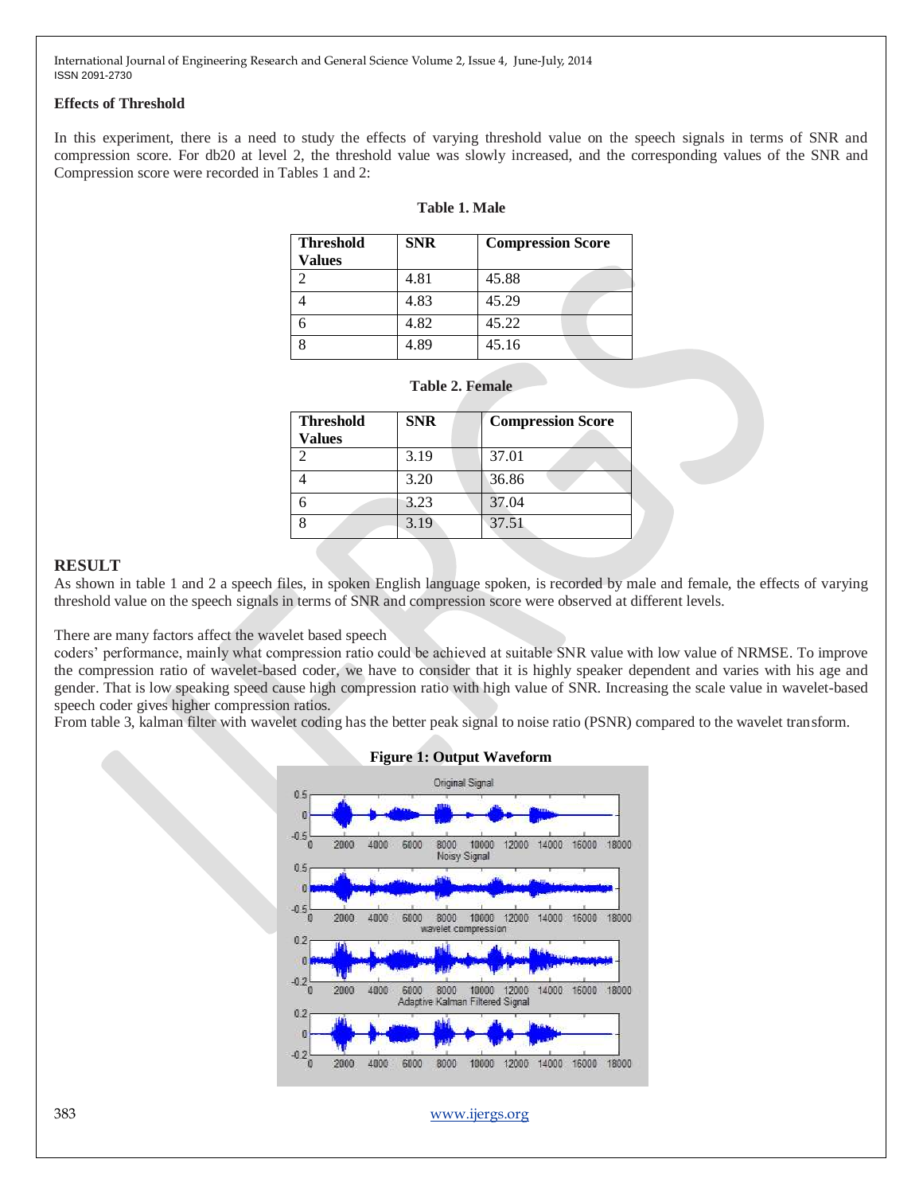### Effects of Threshold

In this experiment, there is a need to study the effects of varying threshold value on the speech signals in terms of SNR and compression score. For db20 at level 2, the threshold value was slowly increased, and the corresponding values of the SNR and Compression score were recorded in Tables 1 and 2:

**Table 1. Male**

| Threshold Values | SNR | Compression Score |
|---|---|---|
| 2 | 4.81 | 45.88 |
| 4 | 4.83 | 45.29 |
| 6 | 4.82 | 45.22 |
| 8 | 4.89 | 45.16 |

**Table 2. Female**

| Threshold Values | SNR | Compression Score |
|---|---|---|
| 2 | 3.19 | 37.01 |
| 4 | 3.20 | 36.86 |
| 6 | 3.23 | 37.04 |
| 8 | 3.19 | 37.51 |

## RESULT

As shown in table 1 and 2 a speech files, in spoken English language spoken, is recorded by male and female, the effects of varying threshold value on the speech signals in terms of SNR and compression score were observed at different levels.

There are many factors affect the wavelet based speech coders' performance, mainly what compression ratio could be achieved at suitable SNR value with low value of NRMSE. To improve the compression ratio of wavelet-based coder, we have to consider that it is highly speaker dependent and varies with his age and gender. That is low speaking speed cause high compression ratio with high value of SNR. Increasing the scale value in wavelet-based speech coder gives higher compression ratios.

From table 3, kalman filter with wavelet coding has the better peak signal to noise ratio (PSNR) compared to the wavelet transform.

**Figure 1: Output Waveform**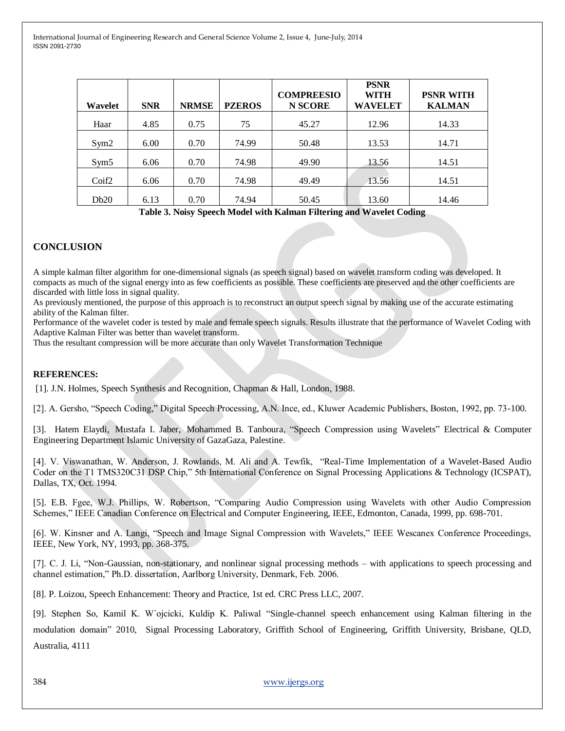| Wavelet | SNR | NRMSE | PZEROS | COMPREESIO N SCORE | PSNR WITH WAVELET | PSNR WITH KALMAN |
|---|---|---|---|---|---|---|
| Haar | 4.85 | 0.75 | 75 | 45.27 | 12.96 | 14.33 |
| Sym2 | 6.00 | 0.70 | 74.99 | 50.48 | 13.53 | 14.71 |
| Sym5 | 6.06 | 0.70 | 74.98 | 49.90 | 13.56 | 14.51 |
| Coif2 | 6.06 | 0.70 | 74.98 | 49.49 | 13.56 | 14.51 |
| Db20 | 6.13 | 0.70 | 74.94 | 50.45 | 13.60 | 14.46 |

**Table 3. Noisy Speech Model with Kalman Filtering and Wavelet Coding**

## CONCLUSION

A simple kalman filter algorithm for one-dimensional signals (as speech signal) based on wavelet transform coding was developed. It compacts as much of the signal energy into as few coefficients as possible. These coefficients are preserved and the other coefficients are discarded with little loss in signal quality.

As previously mentioned, the purpose of this approach is to reconstruct an output speech signal by making use of the accurate estimating ability of the Kalman filter.

Performance of the wavelet coder is tested by male and female speech signals. Results illustrate that the performance of Wavelet Coding with Adaptive Kalman Filter was better than wavelet transform.

Thus the resultant compression will be more accurate than only Wavelet Transformation Technique

**REFERENCES:**

[1]. J.N. Holmes, Speech Synthesis and Recognition, Chapman & Hall, London, 1988.

[2]. A. Gersho, "Speech Coding," Digital Speech Processing, A.N. Ince, ed., Kluwer Academic Publishers, Boston, 1992, pp. 73-100.

[3]. Hatem Elaydi, Mustafa I. Jaber, Mohammed B. Tanboura, "Speech Compression using Wavelets" Electrical & Computer Engineering Department Islamic University of GazaGaza, Palestine.

[4]. V. Viswanathan, W. Anderson, J. Rowlands, M. Ali and A. Tewfik, "Real-Time Implementation of a Wavelet-Based Audio Coder on the T1 TMS320C31 DSP Chip," 5th International Conference on Signal Processing Applications & Technology (ICSPAT), Dallas, TX, Oct. 1994.

[5]. E.B. Fgee, W.J. Phillips, W. Robertson, "Comparing Audio Compression using Wavelets with other Audio Compression Schemes," IEEE Canadian Conference on Electrical and Computer Engineering, IEEE, Edmonton, Canada, 1999, pp. 698-701.

[6]. W. Kinsner and A. Langi, "Speech and Image Signal Compression with Wavelets," IEEE Wescanex Conference Proceedings, IEEE, New York, NY, 1993, pp. 368-375.

[7]. C. J. Li, "Non-Gaussian, non-stationary, and nonlinear signal processing methods – with applications to speech processing and channel estimation," Ph.D. dissertation, Aarlborg University, Denmark, Feb. 2006.

[8]. P. Loizou, Speech Enhancement: Theory and Practice, 1st ed. CRC Press LLC, 2007.

[9]. Stephen So, Kamil K. W´ojcicki, Kuldip K. Paliwal "Single-channel speech enhancement using Kalman filtering in the modulation domain" 2010, Signal Processing Laboratory, Griffith School of Engineering, Griffith University, Brisbane, QLD, Australia, 4111